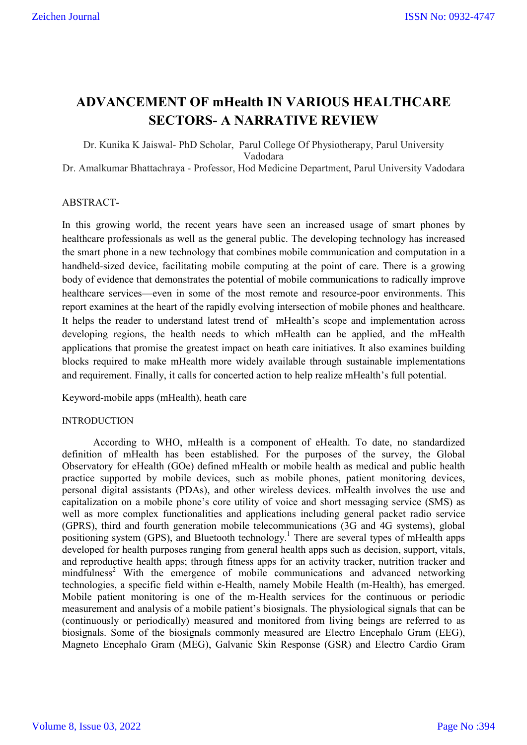# ADVANCEMENT OF mHealth IN VARIOUS HEALTHCARE SECTORS- A NARRATIVE REVIEW

Dr. Kunika K Jaiswal- PhD Scholar, Parul College Of Physiotherapy, Parul University Vadodara

Dr. Amalkumar Bhattachraya - Professor, Hod Medicine Department, Parul University Vadodara

ABSTRACT-

In this growing world, the recent years have seen an increased usage of smart phones by healthcare professionals as well as the general public. The developing technology has increased the smart phone in a new technology that combines mobile communication and computation in a handheld-sized device, facilitating mobile computing at the point of care. There is a growing body of evidence that demonstrates the potential of mobile communications to radically improve healthcare services—even in some of the most remote and resource-poor environments. This report examines at the heart of the rapidly evolving intersection of mobile phones and healthcare. It helps the reader to understand latest trend of mHealth's scope and implementation across developing regions, the health needs to which mHealth can be applied, and the mHealth applications that promise the greatest impact on heath care initiatives. It also examines building blocks required to make mHealth more widely available through sustainable implementations and requirement. Finally, it calls for concerted action to help realize mHealth's full potential.

Keyword-mobile apps (mHealth), heath care

INTRODUCTION

According to WHO, mHealth is a component of eHealth. To date, no standardized definition of mHealth has been established. For the purposes of the survey, the Global Observatory for eHealth (GOe) defined mHealth or mobile health as medical and public health practice supported by mobile devices, such as mobile phones, patient monitoring devices, personal digital assistants (PDAs), and other wireless devices. mHealth involves the use and capitalization on a mobile phone's core utility of voice and short messaging service (SMS) as well as more complex functionalities and applications including general packet radio service (GPRS), third and fourth generation mobile telecommunications (3G and 4G systems), global positioning system (GPS), and Bluetooth technology.[1] There are several types of mHealth apps developed for health purposes ranging from general health apps such as decision, support, vitals, and reproductive health apps; through fitness apps for an activity tracker, nutrition tracker and mindfulness[2] With the emergence of mobile communications and advanced networking technologies, a specific field within e-Health, namely Mobile Health (m-Health), has emerged. Mobile patient monitoring is one of the m-Health services for the continuous or periodic measurement and analysis of a mobile patient's biosignals. The physiological signals that can be (continuously or periodically) measured and monitored from living beings are referred to as biosignals. Some of the biosignals commonly measured are Electro Encephalo Gram (EEG), Magneto Encephalo Gram (MEG), Galvanic Skin Response (GSR) and Electro Cardio Gram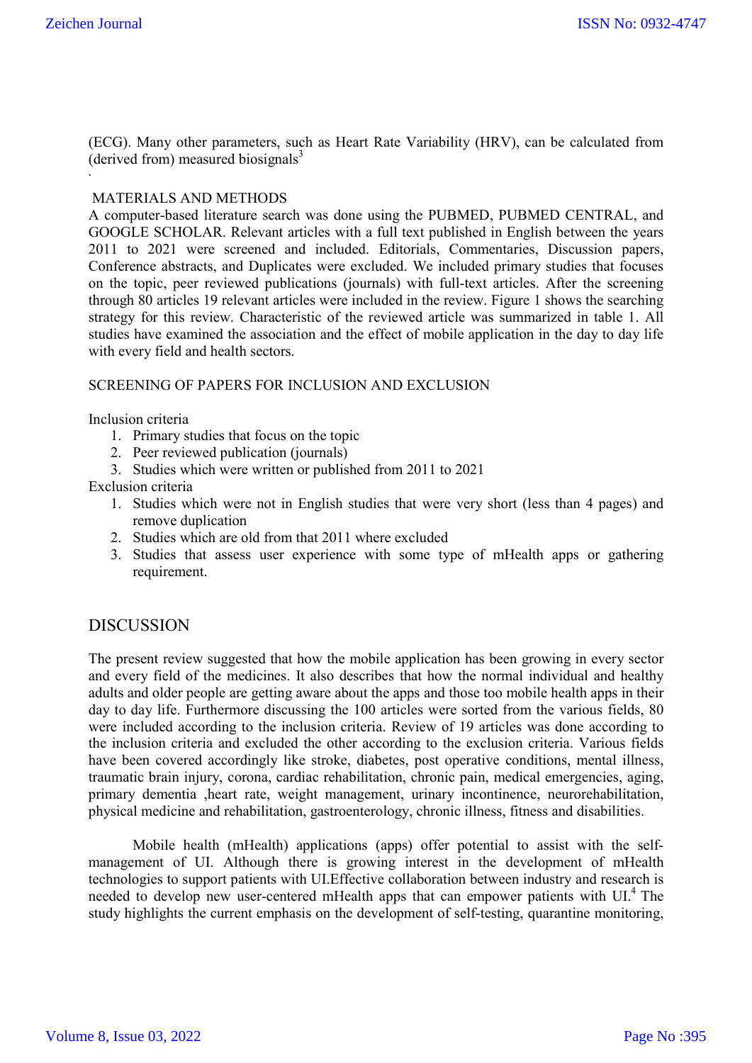(ECG). Many other parameters, such as Heart Rate Variability (HRV), can be calculated from (derived from) measured biosignals[3]

.

## MATERIALS AND METHODS

A computer-based literature search was done using the PUBMED, PUBMED CENTRAL, and GOOGLE SCHOLAR. Relevant articles with a full text published in English between the years 2011 to 2021 were screened and included. Editorials, Commentaries, Discussion papers, Conference abstracts, and Duplicates were excluded. We included primary studies that focuses on the topic, peer reviewed publications (journals) with full-text articles. After the screening through 80 articles 19 relevant articles were included in the review. Figure 1 shows the searching strategy for this review. Characteristic of the reviewed article was summarized in table 1. All studies have examined the association and the effect of mobile application in the day to day life with every field and health sectors.

### SCREENING OF PAPERS FOR INCLUSION AND EXCLUSION

Inclusion criteria

1. Primary studies that focus on the topic
2. Peer reviewed publication (journals)
3. Studies which were written or published from 2011 to 2021

Exclusion criteria

1. Studies which were not in English studies that were very short (less than 4 pages) and remove duplication
2. Studies which are old from that 2011 where excluded
3. Studies that assess user experience with some type of mHealth apps or gathering requirement.

## DISCUSSION

The present review suggested that how the mobile application has been growing in every sector and every field of the medicines. It also describes that how the normal individual and healthy adults and older people are getting aware about the apps and those too mobile health apps in their day to day life. Furthermore discussing the 100 articles were sorted from the various fields, 80 were included according to the inclusion criteria. Review of 19 articles was done according to the inclusion criteria and excluded the other according to the exclusion criteria. Various fields have been covered accordingly like stroke, diabetes, post operative conditions, mental illness, traumatic brain injury, corona, cardiac rehabilitation, chronic pain, medical emergencies, aging, primary dementia ,heart rate, weight management, urinary incontinence, neurorehabilitation, physical medicine and rehabilitation, gastroenterology, chronic illness, fitness and disabilities.

Mobile health (mHealth) applications (apps) offer potential to assist with the self-management of UI. Although there is growing interest in the development of mHealth technologies to support patients with UI.Effective collaboration between industry and research is needed to develop new user-centered mHealth apps that can empower patients with UI.[4] The study highlights the current emphasis on the development of self-testing, quarantine monitoring,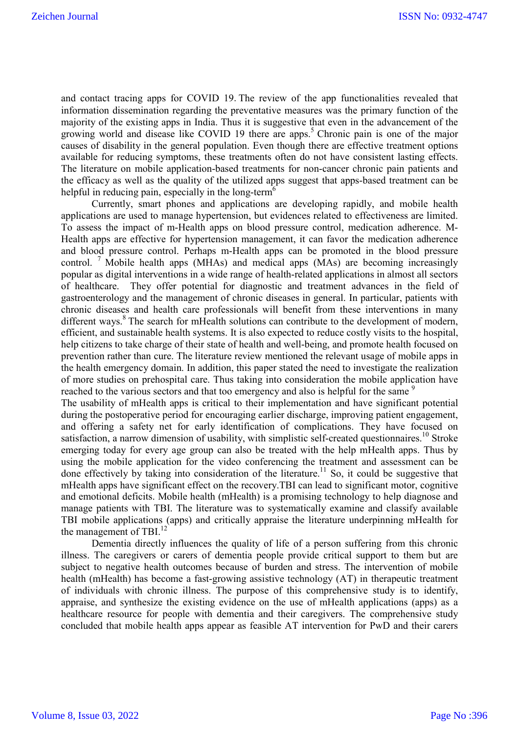and contact tracing apps for COVID 19. The review of the app functionalities revealed that information dissemination regarding the preventative measures was the primary function of the majority of the existing apps in India. Thus it is suggestive that even in the advancement of the growing world and disease like COVID 19 there are apps.[5] Chronic pain is one of the major causes of disability in the general population. Even though there are effective treatment options available for reducing symptoms, these treatments often do not have consistent lasting effects. The literature on mobile application-based treatments for non-cancer chronic pain patients and the efficacy as well as the quality of the utilized apps suggest that apps-based treatment can be helpful in reducing pain, especially in the long-term[6]

Currently, smart phones and applications are developing rapidly, and mobile health applications are used to manage hypertension, but evidences related to effectiveness are limited. To assess the impact of m-Health apps on blood pressure control, medication adherence. M-Health apps are effective for hypertension management, it can favor the medication adherence and blood pressure control. Perhaps m-Health apps can be promoted in the blood pressure control. [7] Mobile health apps (MHAs) and medical apps (MAs) are becoming increasingly popular as digital interventions in a wide range of health-related applications in almost all sectors of healthcare. They offer potential for diagnostic and treatment advances in the field of gastroenterology and the management of chronic diseases in general. In particular, patients with chronic diseases and health care professionals will benefit from these interventions in many different ways.[8] The search for mHealth solutions can contribute to the development of modern, efficient, and sustainable health systems. It is also expected to reduce costly visits to the hospital, help citizens to take charge of their state of health and well-being, and promote health focused on prevention rather than cure. The literature review mentioned the relevant usage of mobile apps in the health emergency domain. In addition, this paper stated the need to investigate the realization of more studies on prehospital care. Thus taking into consideration the mobile application have reached to the various sectors and that too emergency and also is helpful for the same [9]

The usability of mHealth apps is critical to their implementation and have significant potential during the postoperative period for encouraging earlier discharge, improving patient engagement, and offering a safety net for early identification of complications. They have focused on satisfaction, a narrow dimension of usability, with simplistic self-created questionnaires.[10] Stroke emerging today for every age group can also be treated with the help mHealth apps. Thus by using the mobile application for the video conferencing the treatment and assessment can be done effectively by taking into consideration of the literature.[11] So, it could be suggestive that mHealth apps have significant effect on the recovery.TBI can lead to significant motor, cognitive and emotional deficits. Mobile health (mHealth) is a promising technology to help diagnose and manage patients with TBI. The literature was to systematically examine and classify available TBI mobile applications (apps) and critically appraise the literature underpinning mHealth for the management of TBI.[12]

Dementia directly influences the quality of life of a person suffering from this chronic illness. The caregivers or carers of dementia people provide critical support to them but are subject to negative health outcomes because of burden and stress. The intervention of mobile health (mHealth) has become a fast-growing assistive technology (AT) in therapeutic treatment of individuals with chronic illness. The purpose of this comprehensive study is to identify, appraise, and synthesize the existing evidence on the use of mHealth applications (apps) as a healthcare resource for people with dementia and their caregivers. The comprehensive study concluded that mobile health apps appear as feasible AT intervention for PwD and their carers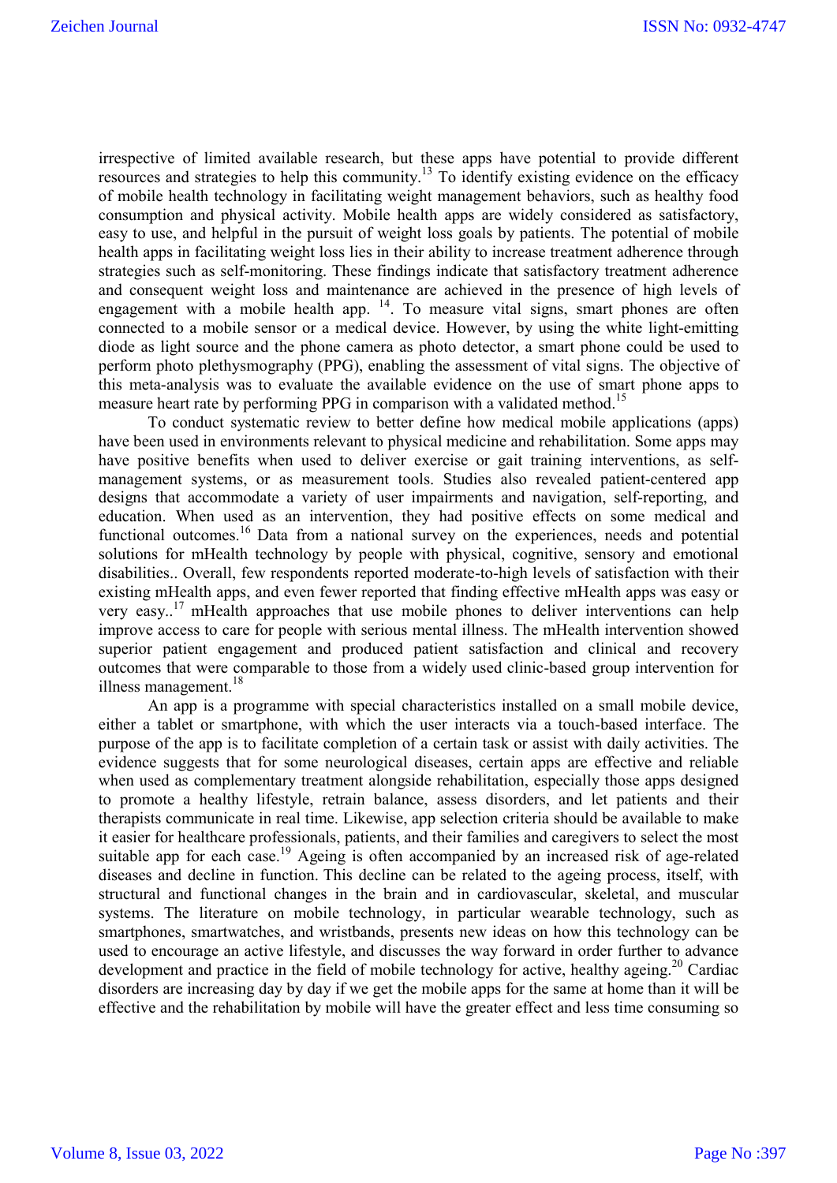irrespective of limited available research, but these apps have potential to provide different resources and strategies to help this community.[13] To identify existing evidence on the efficacy of mobile health technology in facilitating weight management behaviors, such as healthy food consumption and physical activity. Mobile health apps are widely considered as satisfactory, easy to use, and helpful in the pursuit of weight loss goals by patients. The potential of mobile health apps in facilitating weight loss lies in their ability to increase treatment adherence through strategies such as self-monitoring. These findings indicate that satisfactory treatment adherence and consequent weight loss and maintenance are achieved in the presence of high levels of engagement with a mobile health app. [14]. To measure vital signs, smart phones are often connected to a mobile sensor or a medical device. However, by using the white light-emitting diode as light source and the phone camera as photo detector, a smart phone could be used to perform photo plethysmography (PPG), enabling the assessment of vital signs. The objective of this meta-analysis was to evaluate the available evidence on the use of smart phone apps to measure heart rate by performing PPG in comparison with a validated method.[15]

To conduct systematic review to better define how medical mobile applications (apps) have been used in environments relevant to physical medicine and rehabilitation. Some apps may have positive benefits when used to deliver exercise or gait training interventions, as self-management systems, or as measurement tools. Studies also revealed patient-centered app designs that accommodate a variety of user impairments and navigation, self-reporting, and education. When used as an intervention, they had positive effects on some medical and functional outcomes.[16] Data from a national survey on the experiences, needs and potential solutions for mHealth technology by people with physical, cognitive, sensory and emotional disabilities.. Overall, few respondents reported moderate-to-high levels of satisfaction with their existing mHealth apps, and even fewer reported that finding effective mHealth apps was easy or very easy..[17] mHealth approaches that use mobile phones to deliver interventions can help improve access to care for people with serious mental illness. The mHealth intervention showed superior patient engagement and produced patient satisfaction and clinical and recovery outcomes that were comparable to those from a widely used clinic-based group intervention for illness management.[18]

An app is a programme with special characteristics installed on a small mobile device, either a tablet or smartphone, with which the user interacts via a touch-based interface. The purpose of the app is to facilitate completion of a certain task or assist with daily activities. The evidence suggests that for some neurological diseases, certain apps are effective and reliable when used as complementary treatment alongside rehabilitation, especially those apps designed to promote a healthy lifestyle, retrain balance, assess disorders, and let patients and their therapists communicate in real time. Likewise, app selection criteria should be available to make it easier for healthcare professionals, patients, and their families and caregivers to select the most suitable app for each case.[19] Ageing is often accompanied by an increased risk of age-related diseases and decline in function. This decline can be related to the ageing process, itself, with structural and functional changes in the brain and in cardiovascular, skeletal, and muscular systems. The literature on mobile technology, in particular wearable technology, such as smartphones, smartwatches, and wristbands, presents new ideas on how this technology can be used to encourage an active lifestyle, and discusses the way forward in order further to advance development and practice in the field of mobile technology for active, healthy ageing.[20] Cardiac disorders are increasing day by day if we get the mobile apps for the same at home than it will be effective and the rehabilitation by mobile will have the greater effect and less time consuming so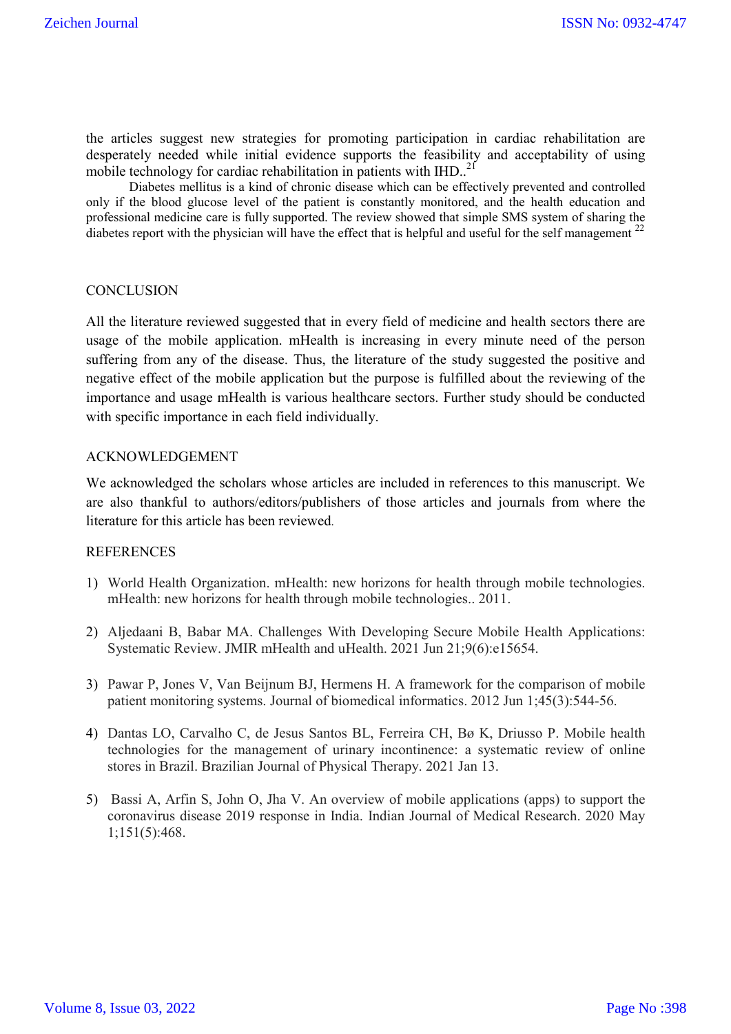the articles suggest new strategies for promoting participation in cardiac rehabilitation are desperately needed while initial evidence supports the feasibility and acceptability of using mobile technology for cardiac rehabilitation in patients with IHD..[21]

Diabetes mellitus is a kind of chronic disease which can be effectively prevented and controlled only if the blood glucose level of the patient is constantly monitored, and the health education and professional medicine care is fully supported. The review showed that simple SMS system of sharing the diabetes report with the physician will have the effect that is helpful and useful for the self management [22]

## CONCLUSION

All the literature reviewed suggested that in every field of medicine and health sectors there are usage of the mobile application. mHealth is increasing in every minute need of the person suffering from any of the disease. Thus, the literature of the study suggested the positive and negative effect of the mobile application but the purpose is fulfilled about the reviewing of the importance and usage mHealth is various healthcare sectors. Further study should be conducted with specific importance in each field individually.

## ACKNOWLEDGEMENT

We acknowledged the scholars whose articles are included in references to this manuscript. We are also thankful to authors/editors/publishers of those articles and journals from where the literature for this article has been reviewed.

## REFERENCES

1) World Health Organization. mHealth: new horizons for health through mobile technologies. mHealth: new horizons for health through mobile technologies.. 2011.

2) Aljedaani B, Babar MA. Challenges With Developing Secure Mobile Health Applications: Systematic Review. JMIR mHealth and uHealth. 2021 Jun 21;9(6):e15654.

3) Pawar P, Jones V, Van Beijnum BJ, Hermens H. A framework for the comparison of mobile patient monitoring systems. Journal of biomedical informatics. 2012 Jun 1;45(3):544-56.

4) Dantas LO, Carvalho C, de Jesus Santos BL, Ferreira CH, Bø K, Driusso P. Mobile health technologies for the management of urinary incontinence: a systematic review of online stores in Brazil. Brazilian Journal of Physical Therapy. 2021 Jan 13.

5) Bassi A, Arfin S, John O, Jha V. An overview of mobile applications (apps) to support the coronavirus disease 2019 response in India. Indian Journal of Medical Research. 2020 May 1;151(5):468.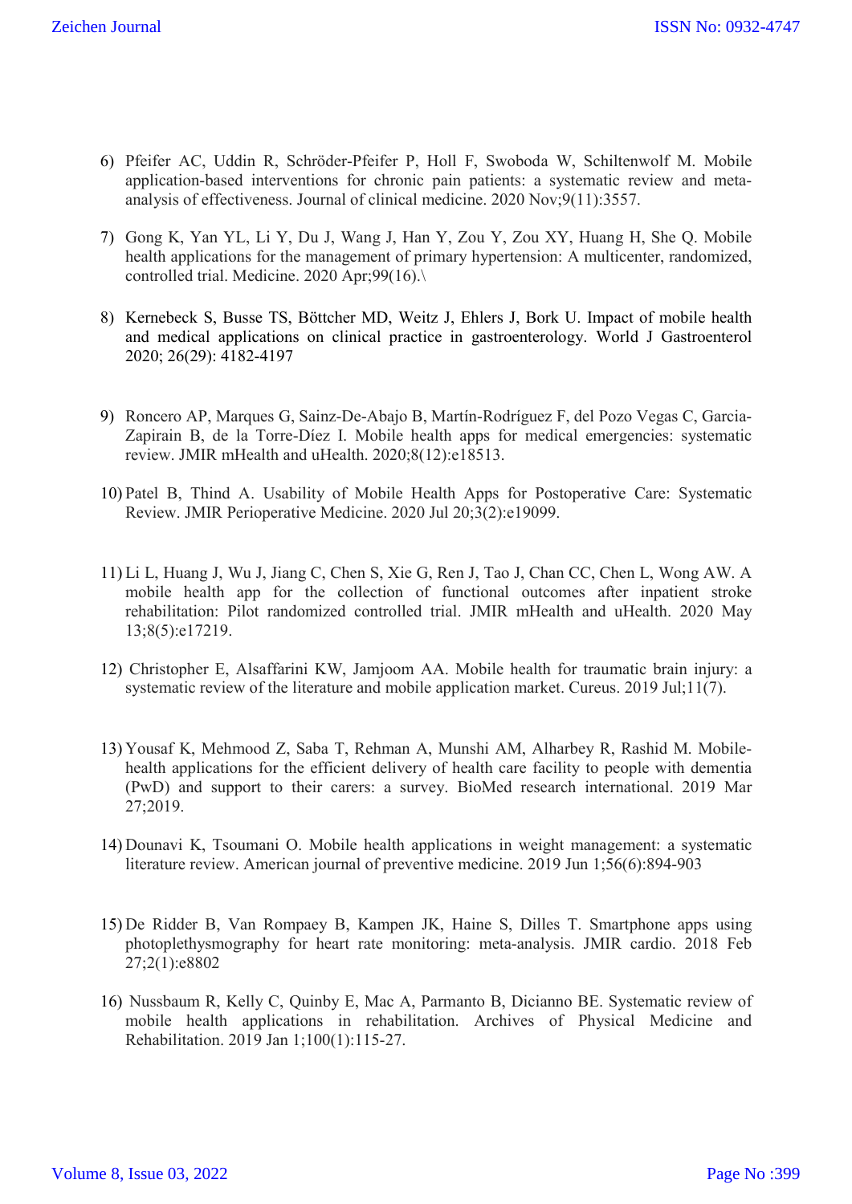6) Pfeifer AC, Uddin R, Schröder-Pfeifer P, Holl F, Swoboda W, Schiltenwolf M. Mobile application-based interventions for chronic pain patients: a systematic review and meta-analysis of effectiveness. Journal of clinical medicine. 2020 Nov;9(11):3557.

7) Gong K, Yan YL, Li Y, Du J, Wang J, Han Y, Zou Y, Zou XY, Huang H, She Q. Mobile health applications for the management of primary hypertension: A multicenter, randomized, controlled trial. Medicine. 2020 Apr;99(16).\

8) Kernebeck S, Busse TS, Böttcher MD, Weitz J, Ehlers J, Bork U. Impact of mobile health and medical applications on clinical practice in gastroenterology. World J Gastroenterol 2020; 26(29): 4182-4197

9) Roncero AP, Marques G, Sainz-De-Abajo B, Martín-Rodríguez F, del Pozo Vegas C, Garcia-Zapirain B, de la Torre-Díez I. Mobile health apps for medical emergencies: systematic review. JMIR mHealth and uHealth. 2020;8(12):e18513.

10) Patel B, Thind A. Usability of Mobile Health Apps for Postoperative Care: Systematic Review. JMIR Perioperative Medicine. 2020 Jul 20;3(2):e19099.

11) Li L, Huang J, Wu J, Jiang C, Chen S, Xie G, Ren J, Tao J, Chan CC, Chen L, Wong AW. A mobile health app for the collection of functional outcomes after inpatient stroke rehabilitation: Pilot randomized controlled trial. JMIR mHealth and uHealth. 2020 May 13;8(5):e17219.

12) Christopher E, Alsaffarini KW, Jamjoom AA. Mobile health for traumatic brain injury: a systematic review of the literature and mobile application market. Cureus. 2019 Jul;11(7).

13) Yousaf K, Mehmood Z, Saba T, Rehman A, Munshi AM, Alharbey R, Rashid M. Mobile-health applications for the efficient delivery of health care facility to people with dementia (PwD) and support to their carers: a survey. BioMed research international. 2019 Mar 27;2019.

14) Dounavi K, Tsoumani O. Mobile health applications in weight management: a systematic literature review. American journal of preventive medicine. 2019 Jun 1;56(6):894-903

15) De Ridder B, Van Rompaey B, Kampen JK, Haine S, Dilles T. Smartphone apps using photoplethysmography for heart rate monitoring: meta-analysis. JMIR cardio. 2018 Feb 27;2(1):e8802

16) Nussbaum R, Kelly C, Quinby E, Mac A, Parmanto B, Dicianno BE. Systematic review of mobile health applications in rehabilitation. Archives of Physical Medicine and Rehabilitation. 2019 Jan 1;100(1):115-27.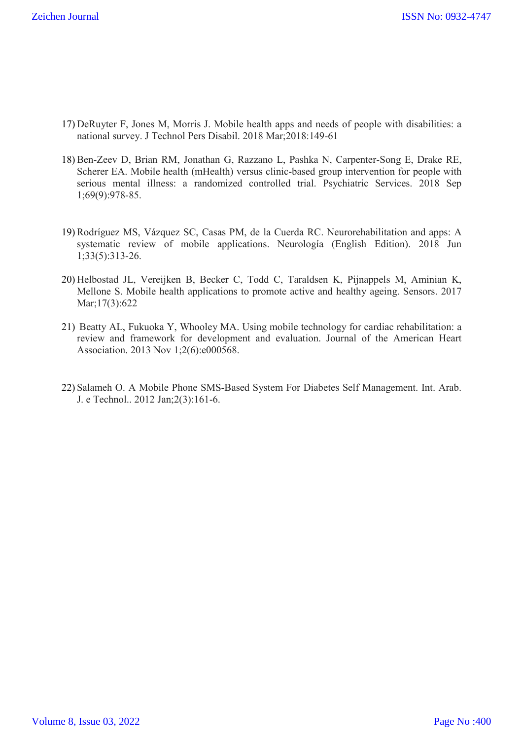17) DeRuyter F, Jones M, Morris J. Mobile health apps and needs of people with disabilities: a national survey. J Technol Pers Disabil. 2018 Mar;2018:149-61

18) Ben-Zeev D, Brian RM, Jonathan G, Razzano L, Pashka N, Carpenter-Song E, Drake RE, Scherer EA. Mobile health (mHealth) versus clinic-based group intervention for people with serious mental illness: a randomized controlled trial. Psychiatric Services. 2018 Sep 1;69(9):978-85.

19) Rodríguez MS, Vázquez SC, Casas PM, de la Cuerda RC. Neurorehabilitation and apps: A systematic review of mobile applications. Neurología (English Edition). 2018 Jun 1;33(5):313-26.

20) Helbostad JL, Vereijken B, Becker C, Todd C, Taraldsen K, Pijnappels M, Aminian K, Mellone S. Mobile health applications to promote active and healthy ageing. Sensors. 2017 Mar;17(3):622

21) Beatty AL, Fukuoka Y, Whooley MA. Using mobile technology for cardiac rehabilitation: a review and framework for development and evaluation. Journal of the American Heart Association. 2013 Nov 1;2(6):e000568.

22) Salameh O. A Mobile Phone SMS-Based System For Diabetes Self Management. Int. Arab. J. e Technol.. 2012 Jan;2(3):161-6.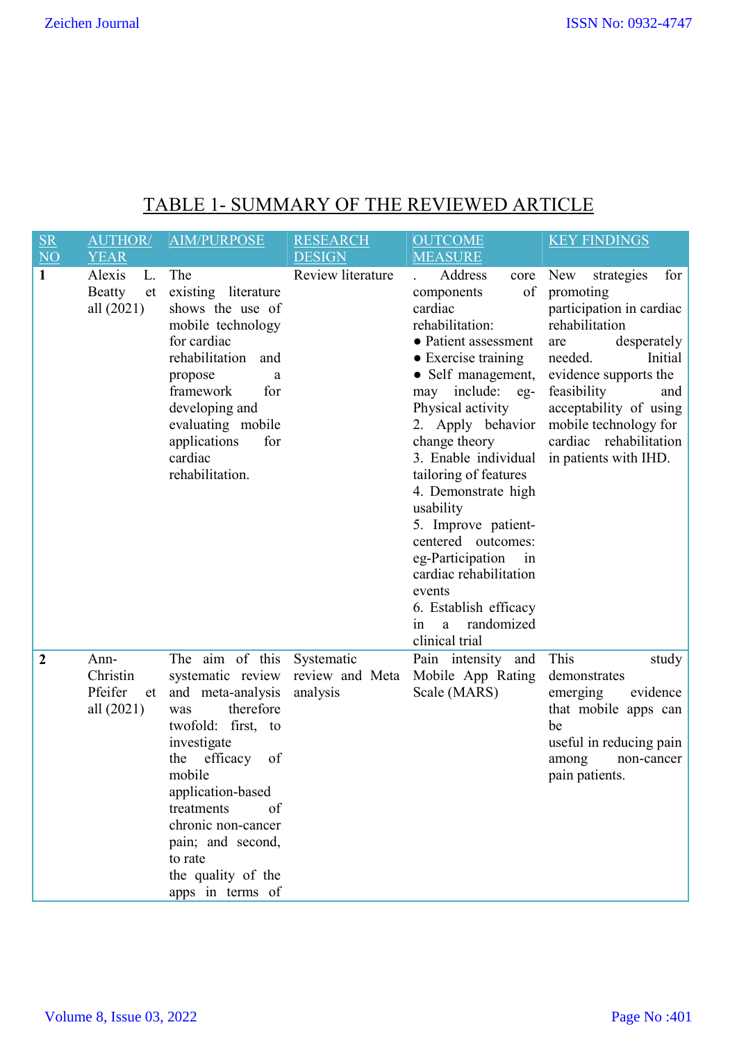## TABLE 1- SUMMARY OF THE REVIEWED ARTICLE

| SR NO | AUTHOR/ YEAR | AIM/PURPOSE | RESEARCH DESIGN | OUTCOME MEASURE | KEY FINDINGS |
|---|---|---|---|---|---|
| **1** | Alexis L. Beatty et all (2021) | The existing literature shows the use of mobile technology for cardiac rehabilitation and propose a framework for developing and evaluating mobile applications for cardiac rehabilitation. | Review literature | . Address core components of cardiac rehabilitation: ● Patient assessment ● Exercise training ● Self management, may include: eg- Physical activity 2. Apply behavior change theory 3. Enable individual tailoring of features 4. Demonstrate high usability 5. Improve patient-centered outcomes: eg-Participation in cardiac rehabilitation events 6. Establish efficacy in a randomized clinical trial | New strategies for promoting participation in cardiac rehabilitation are desperately needed. Initial evidence supports the feasibility and acceptability of using mobile technology for cardiac rehabilitation in patients with IHD. |
| **2** | Ann-Christin Pfeifer et all (2021) | The aim of this systematic review and meta-analysis was therefore twofold: first, to investigate the efficacy of mobile application-based treatments of chronic non-cancer pain; and second, to rate the quality of the apps in terms of | Systematic review and Meta analysis | Pain intensity and Mobile App Rating Scale (MARS) | This study demonstrates emerging evidence that mobile apps can be useful in reducing pain among non-cancer pain patients. |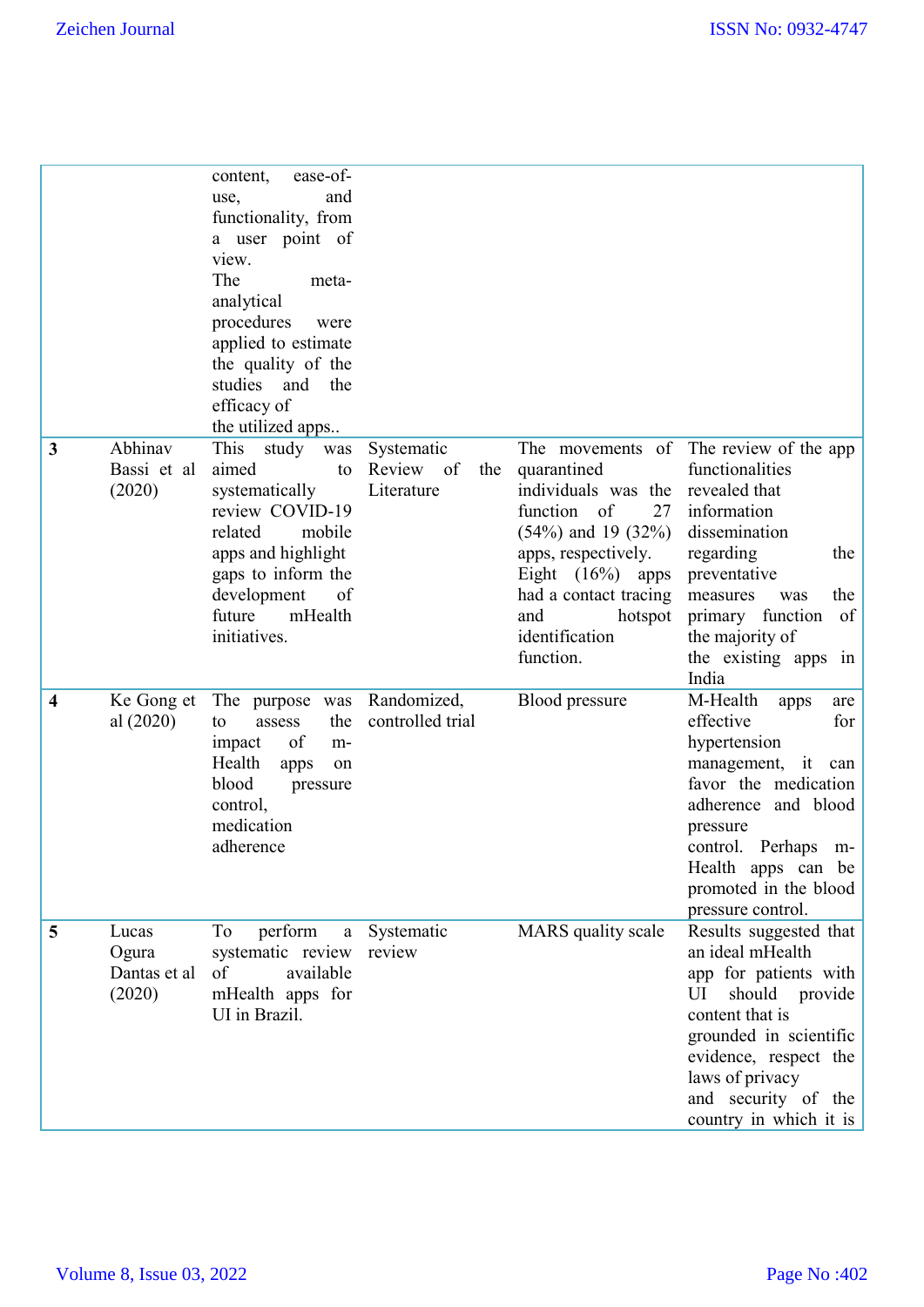| | | | | | |
|---|---|---|---|---|---|
| | | content, ease-of-use, and functionality, from a user point of view. The meta-analytical procedures were applied to estimate the quality of the studies and the efficacy of the utilized apps.. | | | |
| **3** | Abhinav Bassi et al (2020) | This study was aimed to systematically review COVID-19 related mobile apps and highlight gaps to inform the development of future mHealth initiatives. | Systematic Review of the Literature | The movements of quarantined individuals was the function of 27 (54%) and 19 (32%) apps, respectively. Eight (16%) apps had a contact tracing and hotspot identification function. | The review of the app functionalities revealed that information dissemination regarding the preventative measures was the primary function of the majority of the existing apps in India |
| **4** | Ke Gong et al (2020) | The purpose was to assess the impact of m-Health apps on blood pressure control, medication adherence | Randomized, controlled trial | Blood pressure | M-Health apps are effective for hypertension management, it can favor the medication adherence and blood pressure control. Perhaps m-Health apps can be promoted in the blood pressure control. |
| **5** | Lucas Ogura Dantas et al (2020) | To perform a systematic review of available mHealth apps for UI in Brazil. | Systematic review | MARS quality scale | Results suggested that an ideal mHealth app for patients with UI should provide content that is grounded in scientific evidence, respect the laws of privacy and security of the country in which it is |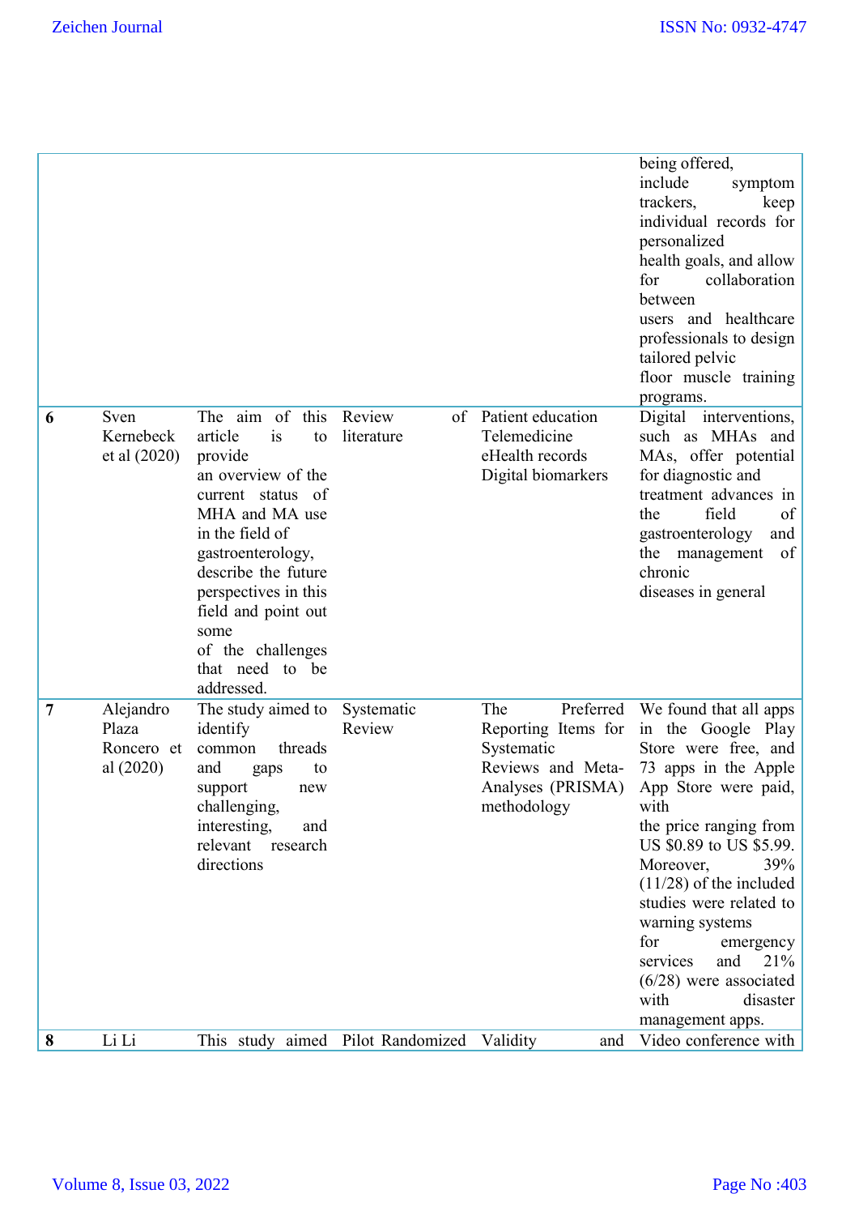| | | | | | |
|---|---|---|---|---|---|
| | | | | | being offered, include symptom trackers, keep individual records for personalized health goals, and allow for collaboration between users and healthcare professionals to design tailored pelvic floor muscle training programs. |
| **6** | Sven Kernebeck et al (2020) | The aim of this article is to provide an overview of the current status of MHA and MA use in the field of gastroenterology, describe the future perspectives in this field and point out some of the challenges that need to be addressed. | Review of literature | Patient education Telemedicine eHealth records Digital biomarkers | Digital interventions, such as MHAs and MAs, offer potential for diagnostic and treatment advances in the field of gastroenterology and the management of chronic diseases in general |
| **7** | Alejandro Plaza Roncero et al (2020) | The study aimed to identify common threads and gaps to support new challenging, interesting, and relevant research directions | Systematic Review | The Preferred Reporting Items for Systematic Reviews and Meta-Analyses (PRISMA) methodology | We found that all apps in the Google Play Store were free, and 73 apps in the Apple App Store were paid, with the price ranging from US $0.89 to US $5.99. Moreover, 39% (11/28) of the included studies were related to warning systems for emergency services and 21% (6/28) were associated with disaster management apps. |
| **8** | Li Li | This study aimed | Pilot Randomized | Validity and | Video conference with |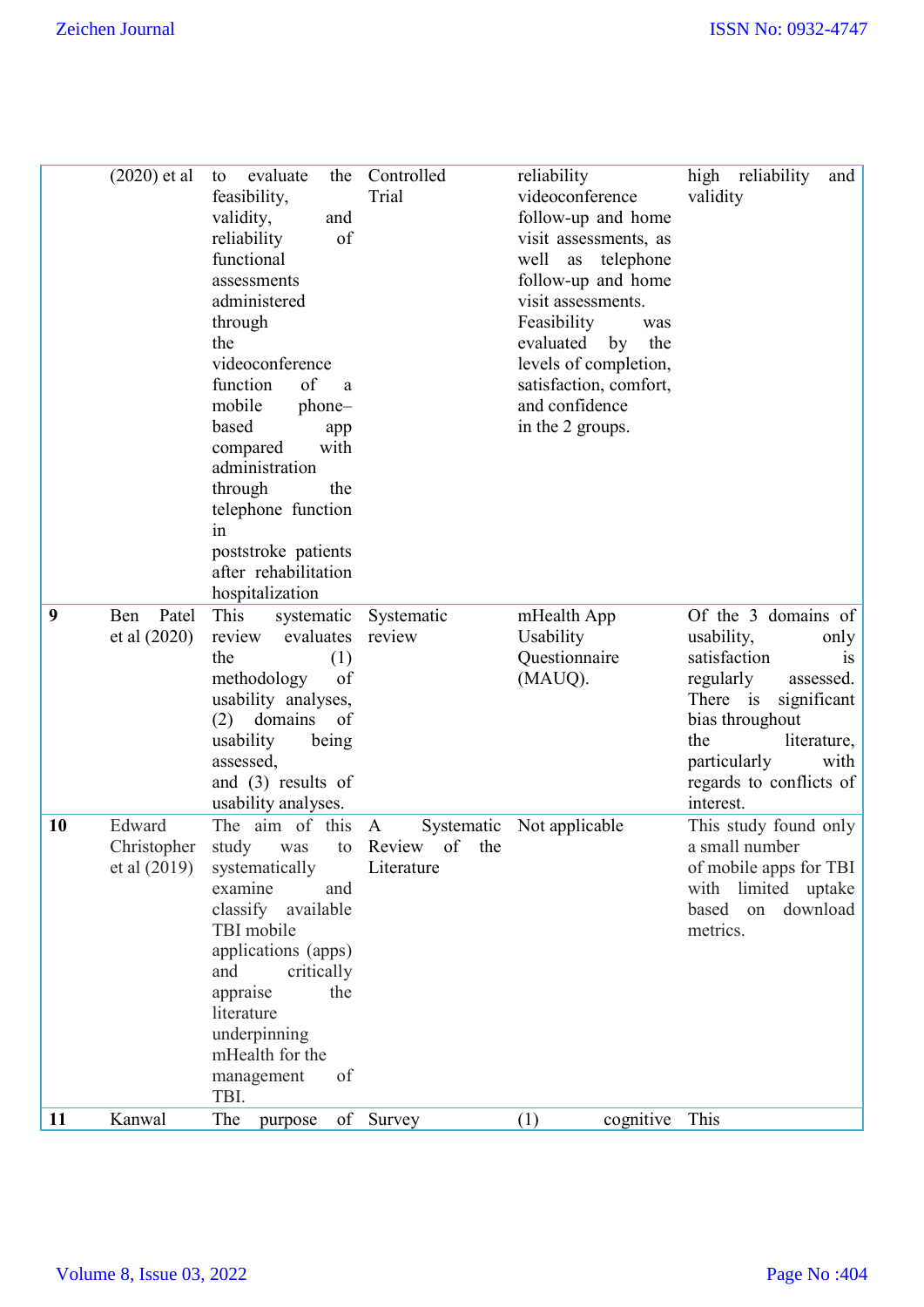| | (2020) et al | to evaluate the feasibility, validity, and reliability of functional assessments administered through the videoconference function of a mobile phone–based app compared with administration through the telephone function in poststroke patients after rehabilitation hospitalization | Controlled Trial | reliability videoconference follow-up and home visit assessments, as well as telephone follow-up and home visit assessments. Feasibility was evaluated by the levels of completion, satisfaction, comfort, and confidence in the 2 groups. | high reliability and validity |
|---|---|---|---|---|---|
| **9** | Ben Patel et al (2020) | This systematic review evaluates the (1) methodology of usability analyses, (2) domains of usability being assessed, and (3) results of usability analyses. | Systematic review | mHealth App Usability Questionnaire (MAUQ). | Of the 3 domains of usability, only satisfaction is regularly assessed. There is significant bias throughout the literature, particularly with regards to conflicts of interest. |
| **10** | Edward Christopher et al (2019) | The aim of this study was to systematically examine and classify available TBI mobile applications (apps) and critically appraise the literature underpinning mHealth for the management of TBI. | A Systematic Review of the Literature | Not applicable | This study found only a small number of mobile apps for TBI with limited uptake based on download metrics. |
| **11** | Kanwal | The purpose of | Survey | (1) cognitive | This |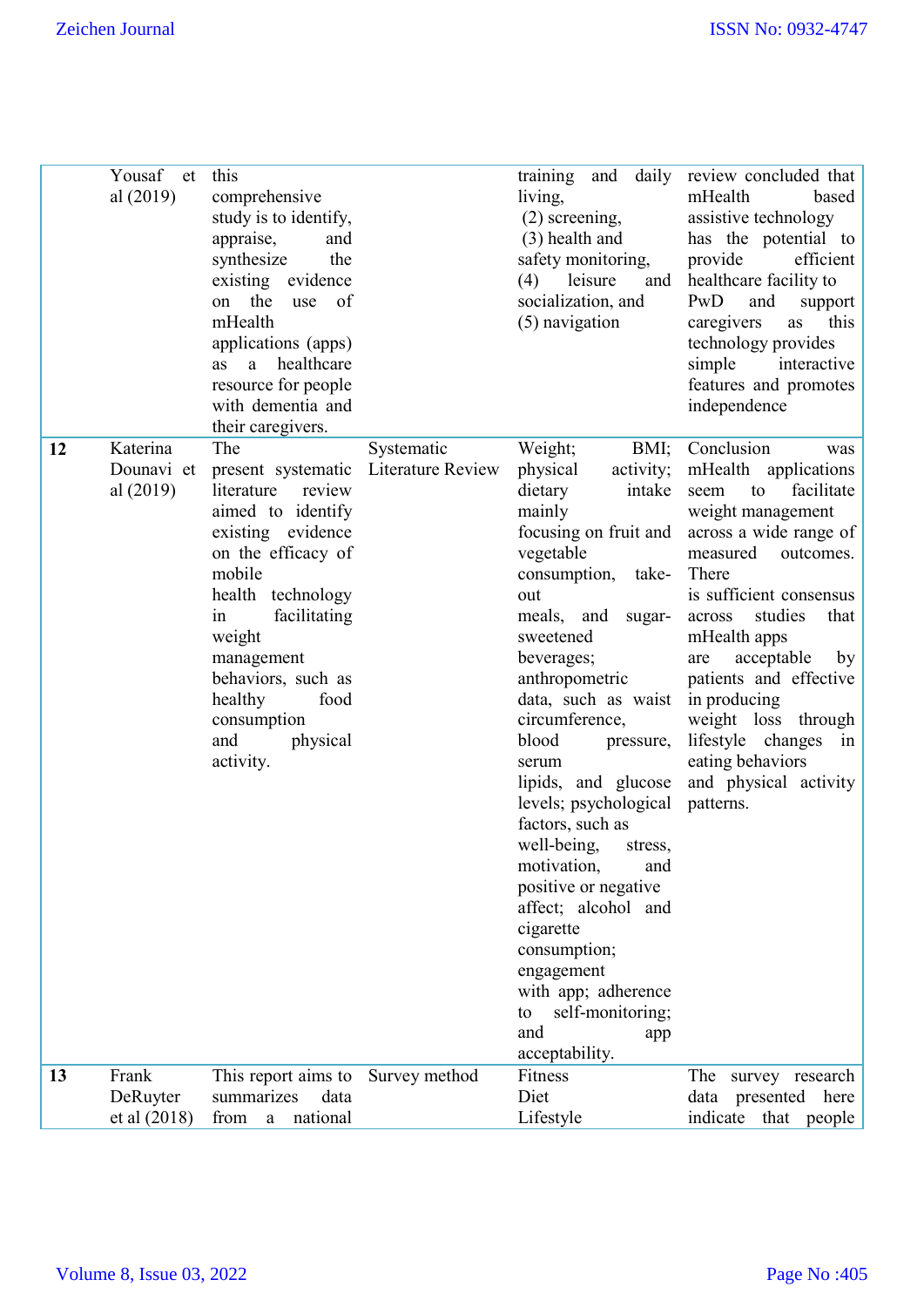| | | | | | |
|---|---|---|---|---|---|
| | Yousaf et al (2019) | this comprehensive study is to identify, appraise, and synthesize the existing evidence on the use of mHealth applications (apps) as a healthcare resource for people with dementia and their caregivers. | | training and daily living, (2) screening, (3) health and safety monitoring, (4) leisure and socialization, and (5) navigation | review concluded that mHealth based assistive technology has the potential to provide efficient healthcare facility to PwD and support caregivers as this technology provides simple interactive features and promotes independence |
| **12** | Katerina Dounavi et al (2019) | The present systematic literature review aimed to identify existing evidence on the efficacy of mobile health technology in facilitating weight management behaviors, such as healthy food consumption and physical activity. | Systematic Literature Review | Weight; BMI; physical activity; dietary intake mainly focusing on fruit and vegetable consumption, take-out meals, and sugar-sweetened beverages; anthropometric data, such as waist circumference, blood pressure, serum lipids, and glucose levels; psychological factors, such as well-being, stress, motivation, and positive or negative affect; alcohol and cigarette consumption; engagement with app; adherence to self-monitoring; and app acceptability. | Conclusion was mHealth applications seem to facilitate weight management across a wide range of measured outcomes. There is sufficient consensus across studies that mHealth apps are acceptable by patients and effective in producing weight loss through lifestyle changes in eating behaviors and physical activity patterns. |
| **13** | Frank DeRuyter et al (2018) | This report aims to summarizes data from a national | Survey method | Fitness<br>Diet<br>Lifestyle | The survey research data presented here indicate that people |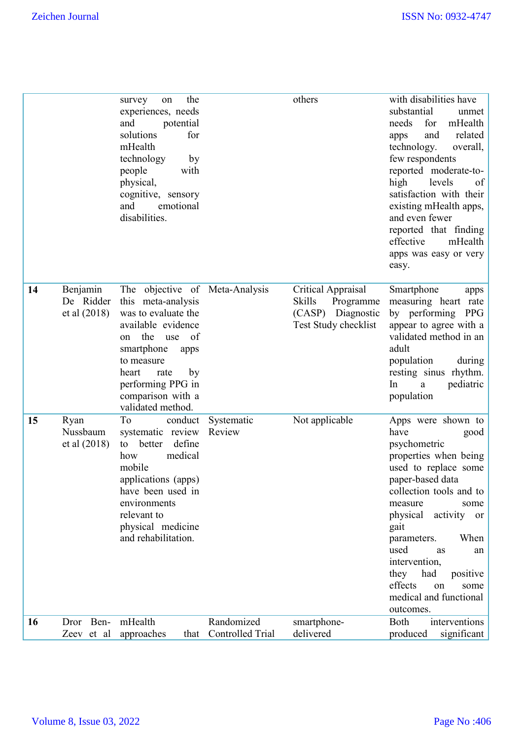| | | survey on the experiences, needs and potential solutions for mHealth technology by people with physical, cognitive, sensory and emotional disabilities. | | others | with disabilities have substantial unmet needs for mHealth apps and related technology. overall, few respondents reported moderate-to-high levels of satisfaction with their existing mHealth apps, and even fewer reported that finding effective mHealth apps was easy or very easy. |
|---|---|---|---|---|---|
| **14** | Benjamin De Ridder et al (2018) | The objective of this meta-analysis was to evaluate the available evidence on the use of smartphone apps to measure heart rate by performing PPG in comparison with a validated method. | Meta-Analysis | Critical Appraisal Skills Programme (CASP) Diagnostic Test Study checklist | Smartphone apps measuring heart rate by performing PPG appear to agree with a validated method in an adult population during resting sinus rhythm. In a pediatric population |
| **15** | Ryan Nussbaum et al (2018) | To conduct systematic review to better define how medical mobile applications (apps) have been used in environments relevant to physical medicine and rehabilitation. | Systematic Review | Not applicable | Apps were shown to have good psychometric properties when being used to replace some paper-based data collection tools and to measure some physical activity or gait parameters. When used as an intervention, they had positive effects on some medical and functional outcomes. |
| **16** | Dror Ben-Zeev et al | mHealth approaches that | Randomized Controlled Trial | smartphone-delivered | Both interventions produced significant |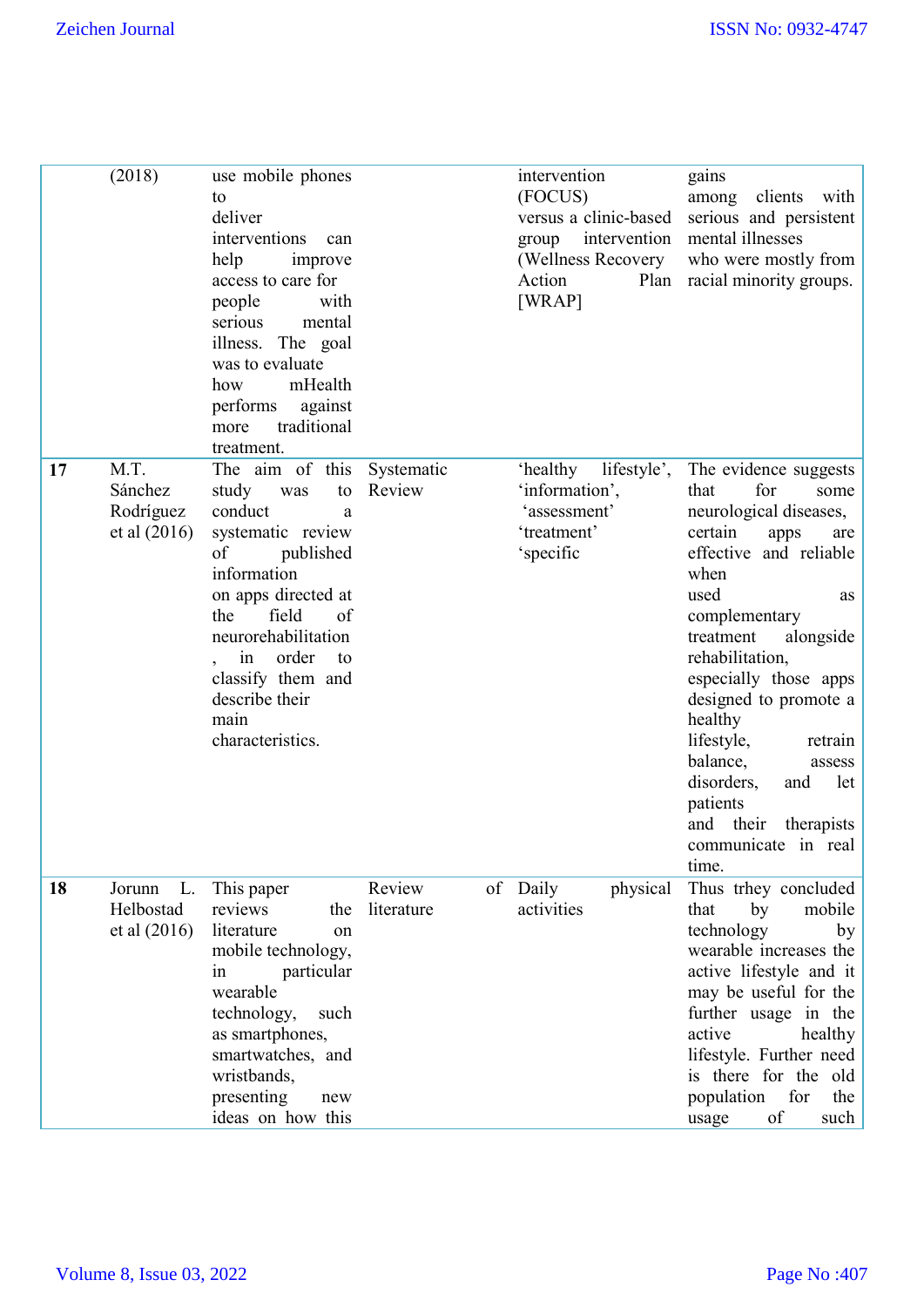| | (2018) | use mobile phones to deliver interventions can help improve access to care for people with serious mental illness. The goal was to evaluate how mHealth performs against more traditional treatment. | | intervention (FOCUS) versus a clinic-based group intervention (Wellness Recovery Action Plan [WRAP] | gains among clients with serious and persistent mental illnesses who were mostly from racial minority groups. |
|---|---|---|---|---|---|
| **17** | M.T. Sánchez Rodríguez et al (2016) | The aim of this study was to conduct a systematic review of published information on apps directed at the field of neurorehabilitation , in order to classify them and describe their main characteristics. | Systematic Review | 'healthy lifestyle', 'information', 'assessment' 'treatment' 'specific | The evidence suggests that for some neurological diseases, certain apps are effective and reliable when used as complementary treatment alongside rehabilitation, especially those apps designed to promote a healthy lifestyle, retrain balance, assess disorders, and let patients and their therapists communicate in real time. |
| **18** | Jorunn L. Helbostad et al (2016) | This paper reviews the literature on mobile technology, in particular wearable technology, such as smartphones, smartwatches, and wristbands, presenting new ideas on how this | Review of literature | Daily physical activities | Thus trhey concluded that by mobile technology by wearable increases the active lifestyle and it may be useful for the further usage in the active healthy lifestyle. Further need is there for the old population for the usage of such |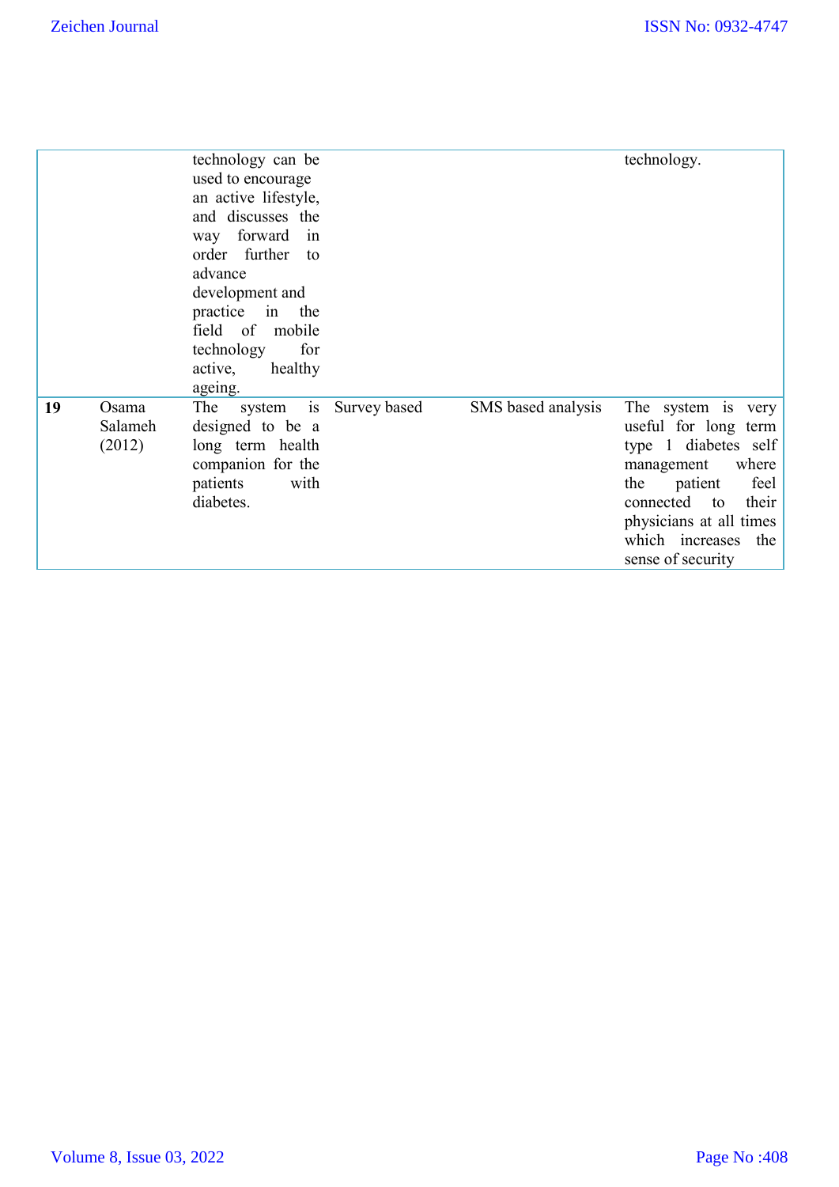| | | | | | |
|---|---|---|---|---|---|
| | | technology can be used to encourage an active lifestyle, and discusses the way forward in order further to advance development and practice in the field of mobile technology for active, healthy ageing. | | | technology. |
| **19** | Osama Salameh (2012) | The system is designed to be a long term health companion for the patients with diabetes. | Survey based | SMS based analysis | The system is very useful for long term type 1 diabetes self management where the patient feel connected to their physicians at all times which increases the sense of security |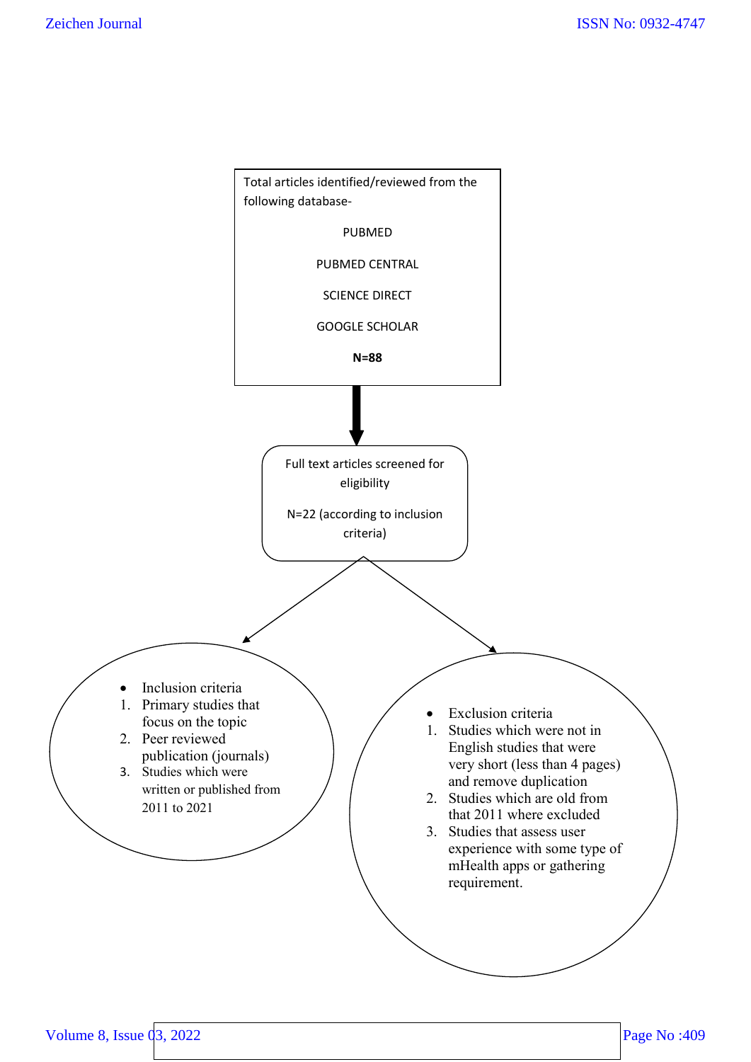Total articles identified/reviewed from the following database-

PUBMED

PUBMED CENTRAL

SCIENCE DIRECT

GOOGLE SCHOLAR

**N=88**

Full text articles screened for eligibility

N=22 (according to inclusion criteria)

- Inclusion criteria
1. Primary studies that focus on the topic
2. Peer reviewed publication (journals)
3. Studies which were written or published from 2011 to 2021

- Exclusion criteria
1. Studies which were not in English studies that were very short (less than 4 pages) and remove duplication
2. Studies which are old from that 2011 where excluded
3. Studies that assess user experience with some type of mHealth apps or gathering requirement.